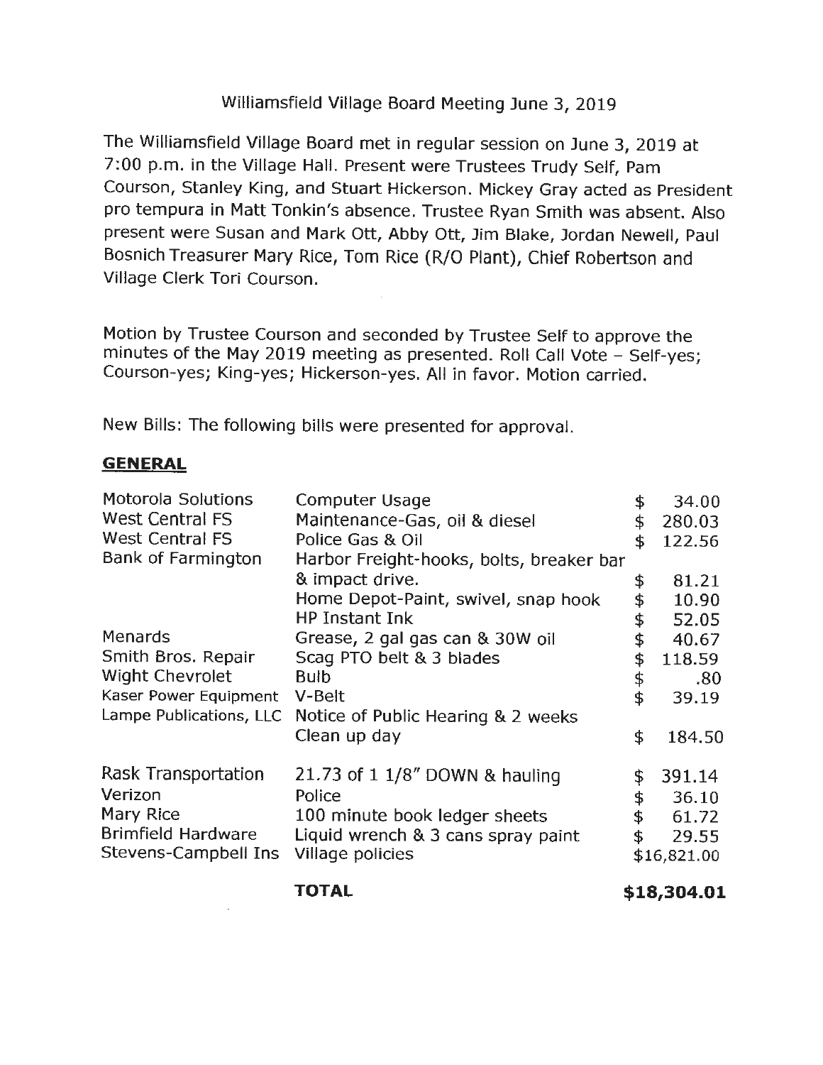# Williamsfield Village Board Meeting June 3, 2019

The Williamsfield Village Board met in regular session on June 3, 2019 at 7:00 p.m. in the Village Hall. Present were Trustees Trudy Self, Pam Courson, Stanley King, and Stuart Hickerson. Mickey Gray acted as President pro tempura in Matt Tonkin's absence. Trustee Ryan Smith was absent. Also present were Susan and Mark Ott, Abby Ott, Jim Blake, Jordan Newell, Paul Bosnich Treasurer Mary Rice, Tom Rice (R/O Plant), Chief Robertson and Village Clerk Tori Courson.

Motion by Trustee Courson and seconded by Trustee Self to approve the minutes of the May 2019 meeting as presented. Roll Call Vote – Self-yes; Courson-yes; King-yes; Hickerson-yes. All in favor. Motion carried.

New Bills: The following bills were presented for approval.

## GENERAL

| | | |
|---|---|---|
| Motorola Solutions | Computer Usage | $ 34.00 |
| West Central FS | Maintenance-Gas, oil & diesel | $ 280.03 |
| West Central FS | Police Gas & Oil | $ 122.56 |
| Bank of Farmington | Harbor Freight-hooks, bolts, breaker bar & impact drive. | $ 81.21 |
| | Home Depot-Paint, swivel, snap hook | $ 10.90 |
| | HP Instant Ink | $ 52.05 |
| Menards | Grease, 2 gal gas can & 30W oil | $ 40.67 |
| Smith Bros. Repair | Scag PTO belt & 3 blades | $ 118.59 |
| Wight Chevrolet | Bulb | $ .80 |
| Kaser Power Equipment | V-Belt | $ 39.19 |
| Lampe Publications, LLC | Notice of Public Hearing & 2 weeks Clean up day | $ 184.50 |
| Rask Transportation | 21.73 of 1 1/8" DOWN & hauling | $ 391.14 |
| Verizon | Police | $ 36.10 |
| Mary Rice | 100 minute book ledger sheets | $ 61.72 |
| Brimfield Hardware | Liquid wrench & 3 cans spray paint | $ 29.55 |
| Stevens-Campbell Ins | Village policies | $16,821.00 |
| | **TOTAL** | **$18,304.01** |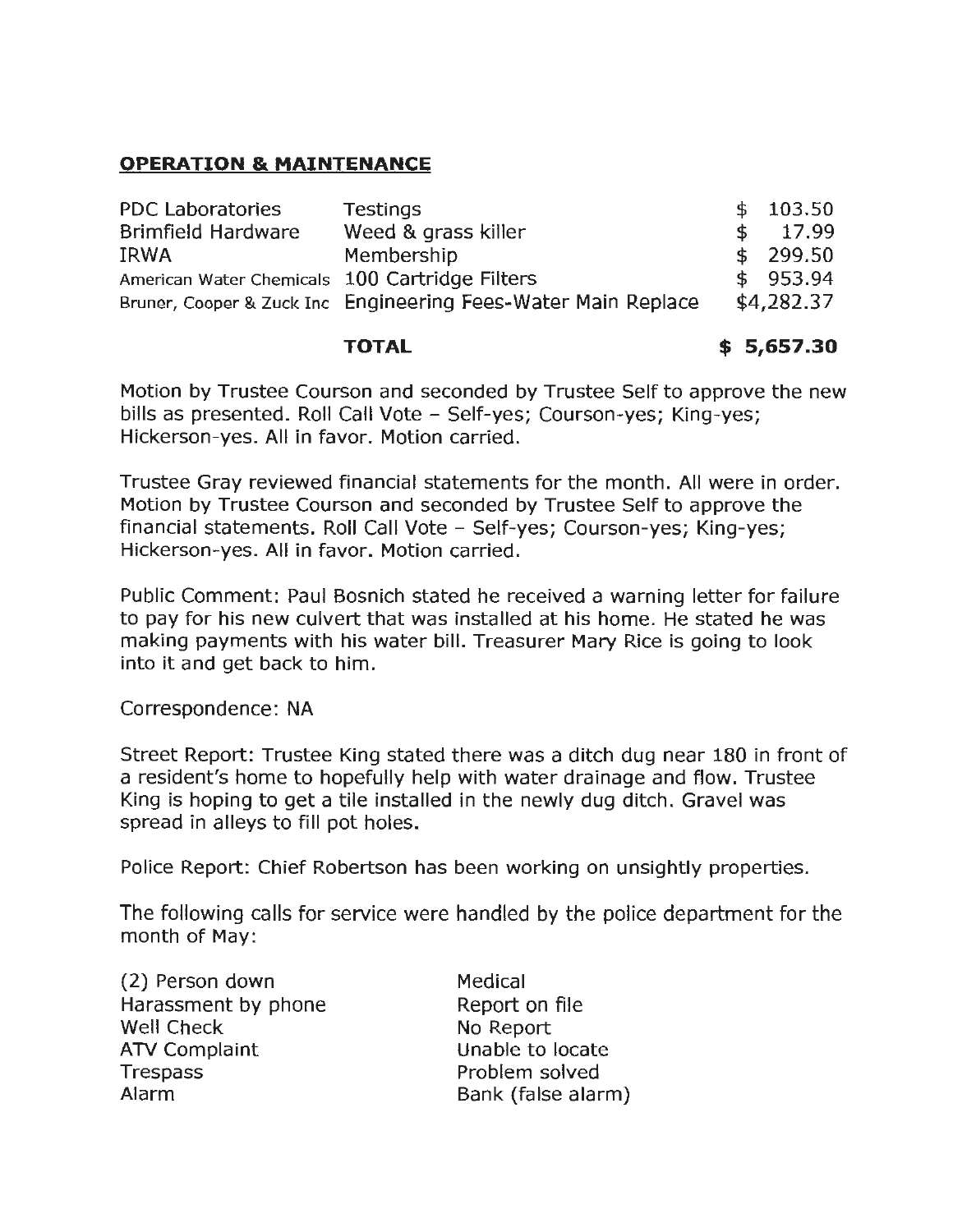## OPERATION & MAINTENANCE

| | | |
|---|---|---|
| PDC Laboratories | Testings | $ 103.50 |
| Brimfield Hardware | Weed & grass killer | $ 17.99 |
| IRWA | Membership | $ 299.50 |
| American Water Chemicals | 100 Cartridge Filters | $ 953.94 |
| Bruner, Cooper & Zuck Inc | Engineering Fees-Water Main Replace | $4,282.37 |
| | **TOTAL** | **$ 5,657.30** |

Motion by Trustee Courson and seconded by Trustee Self to approve the new bills as presented. Roll Call Vote – Self-yes; Courson-yes; King-yes; Hickerson-yes. All in favor. Motion carried.

Trustee Gray reviewed financial statements for the month. All were in order. Motion by Trustee Courson and seconded by Trustee Self to approve the financial statements. Roll Call Vote – Self-yes; Courson-yes; King-yes; Hickerson-yes. All in favor. Motion carried.

Public Comment: Paul Bosnich stated he received a warning letter for failure to pay for his new culvert that was installed at his home. He stated he was making payments with his water bill. Treasurer Mary Rice is going to look into it and get back to him.

Correspondence: NA

Street Report: Trustee King stated there was a ditch dug near 180 in front of a resident's home to hopefully help with water drainage and flow. Trustee King is hoping to get a tile installed in the newly dug ditch. Gravel was spread in alleys to fill pot holes.

Police Report: Chief Robertson has been working on unsightly properties.

The following calls for service were handled by the police department for the month of May:

| | |
|---|---|
| (2) Person down | Medical |
| Harassment by phone | Report on file |
| Well Check | No Report |
| ATV Complaint | Unable to locate |
| Trespass | Problem solved |
| Alarm | Bank (false alarm) |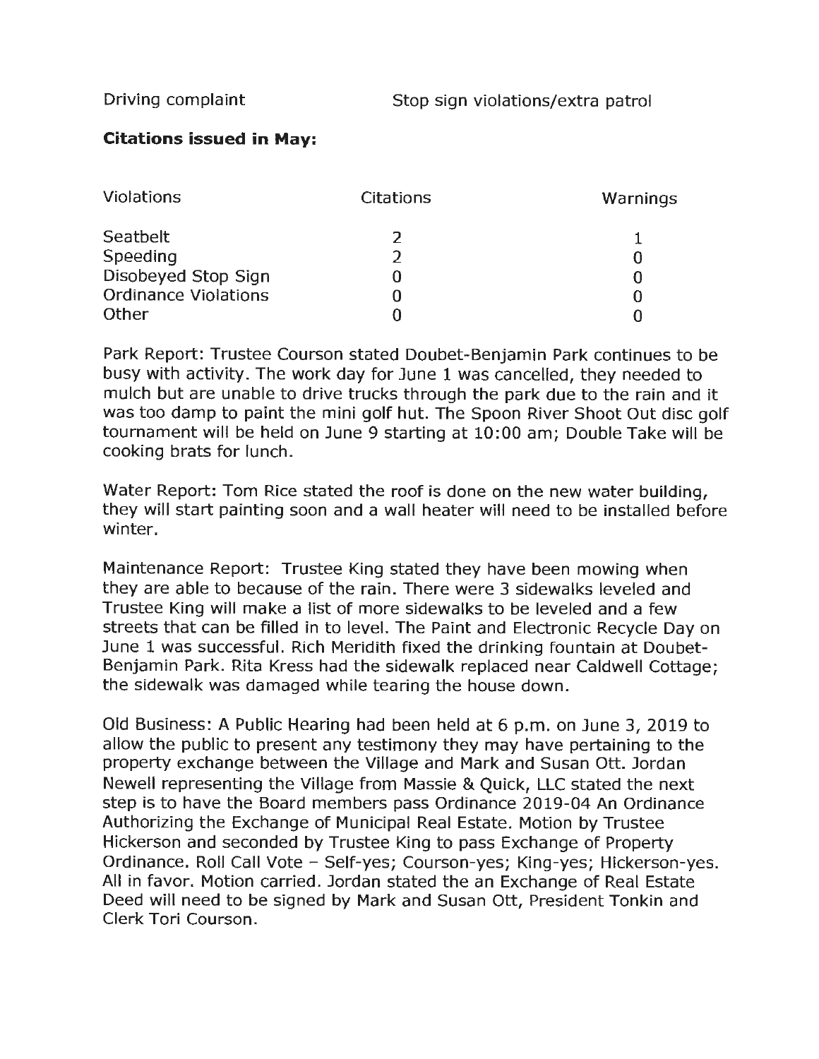Driving complaint Stop sign violations/extra patrol

**Citations issued in May:**

| Violations | Citations | Warnings |
|---|---|---|
| Seatbelt | 2 | 1 |
| Speeding | 2 | 0 |
| Disobeyed Stop Sign | 0 | 0 |
| Ordinance Violations | 0 | 0 |
| Other | 0 | 0 |

Park Report: Trustee Courson stated Doubet-Benjamin Park continues to be busy with activity. The work day for June 1 was cancelled, they needed to mulch but are unable to drive trucks through the park due to the rain and it was too damp to paint the mini golf hut. The Spoon River Shoot Out disc golf tournament will be held on June 9 starting at 10:00 am; Double Take will be cooking brats for lunch.

Water Report: Tom Rice stated the roof is done on the new water building, they will start painting soon and a wall heater will need to be installed before winter.

Maintenance Report: Trustee King stated they have been mowing when they are able to because of the rain. There were 3 sidewalks leveled and Trustee King will make a list of more sidewalks to be leveled and a few streets that can be filled in to level. The Paint and Electronic Recycle Day on June 1 was successful. Rich Meridith fixed the drinking fountain at Doubet-Benjamin Park. Rita Kress had the sidewalk replaced near Caldwell Cottage; the sidewalk was damaged while tearing the house down.

Old Business: A Public Hearing had been held at 6 p.m. on June 3, 2019 to allow the public to present any testimony they may have pertaining to the property exchange between the Village and Mark and Susan Ott. Jordan Newell representing the Village from Massie & Quick, LLC stated the next step is to have the Board members pass Ordinance 2019-04 An Ordinance Authorizing the Exchange of Municipal Real Estate. Motion by Trustee Hickerson and seconded by Trustee King to pass Exchange of Property Ordinance. Roll Call Vote – Self-yes; Courson-yes; King-yes; Hickerson-yes. All in favor. Motion carried. Jordan stated the an Exchange of Real Estate Deed will need to be signed by Mark and Susan Ott, President Tonkin and Clerk Tori Courson.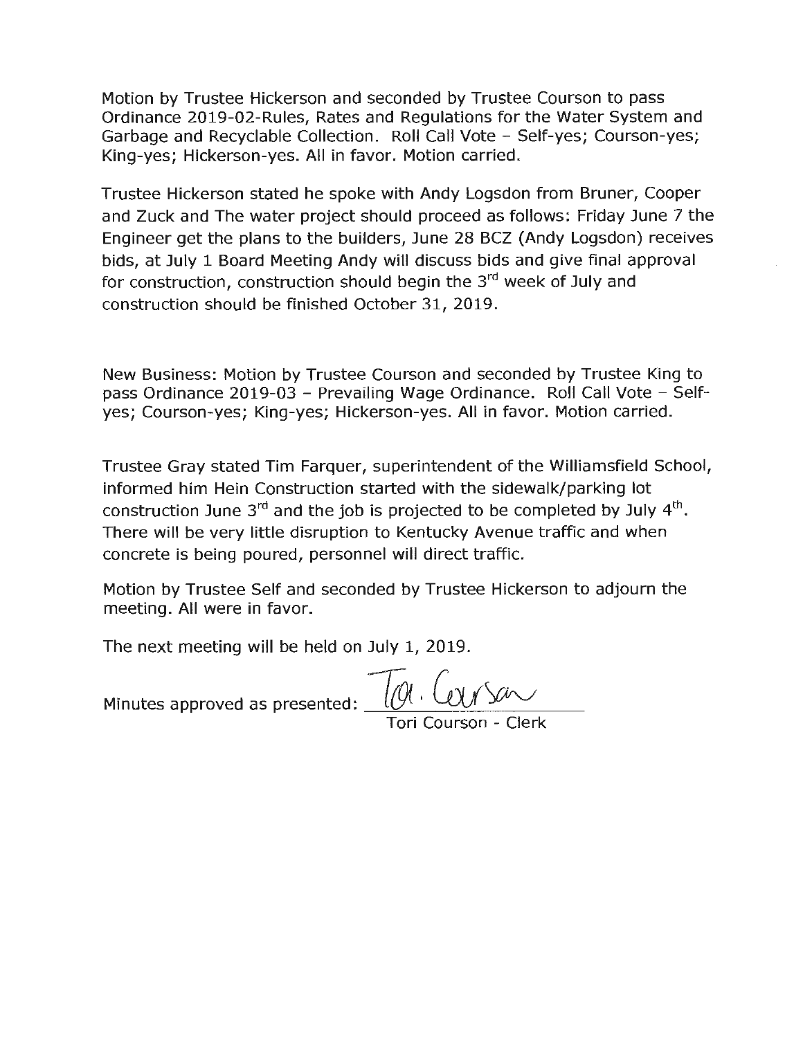Motion by Trustee Hickerson and seconded by Trustee Courson to pass Ordinance 2019-02-Rules, Rates and Regulations for the Water System and Garbage and Recyclable Collection. Roll Call Vote – Self-yes; Courson-yes; King-yes; Hickerson-yes. All in favor. Motion carried.

Trustee Hickerson stated he spoke with Andy Logsdon from Bruner, Cooper and Zuck and The water project should proceed as follows: Friday June 7 the Engineer get the plans to the builders, June 28 BCZ (Andy Logsdon) receives bids, at July 1 Board Meeting Andy will discuss bids and give final approval for construction, construction should begin the 3rd week of July and construction should be finished October 31, 2019.

New Business: Motion by Trustee Courson and seconded by Trustee King to pass Ordinance 2019-03 – Prevailing Wage Ordinance. Roll Call Vote – Self-yes; Courson-yes; King-yes; Hickerson-yes. All in favor. Motion carried.

Trustee Gray stated Tim Farquer, superintendent of the Williamsfield School, informed him Hein Construction started with the sidewalk/parking lot construction June 3rd and the job is projected to be completed by July 4th. There will be very little disruption to Kentucky Avenue traffic and when concrete is being poured, personnel will direct traffic.

Motion by Trustee Self and seconded by Trustee Hickerson to adjourn the meeting. All were in favor.

The next meeting will be held on July 1, 2019.

Minutes approved as presented: Tori Courson (signature)

Tori Courson - Clerk